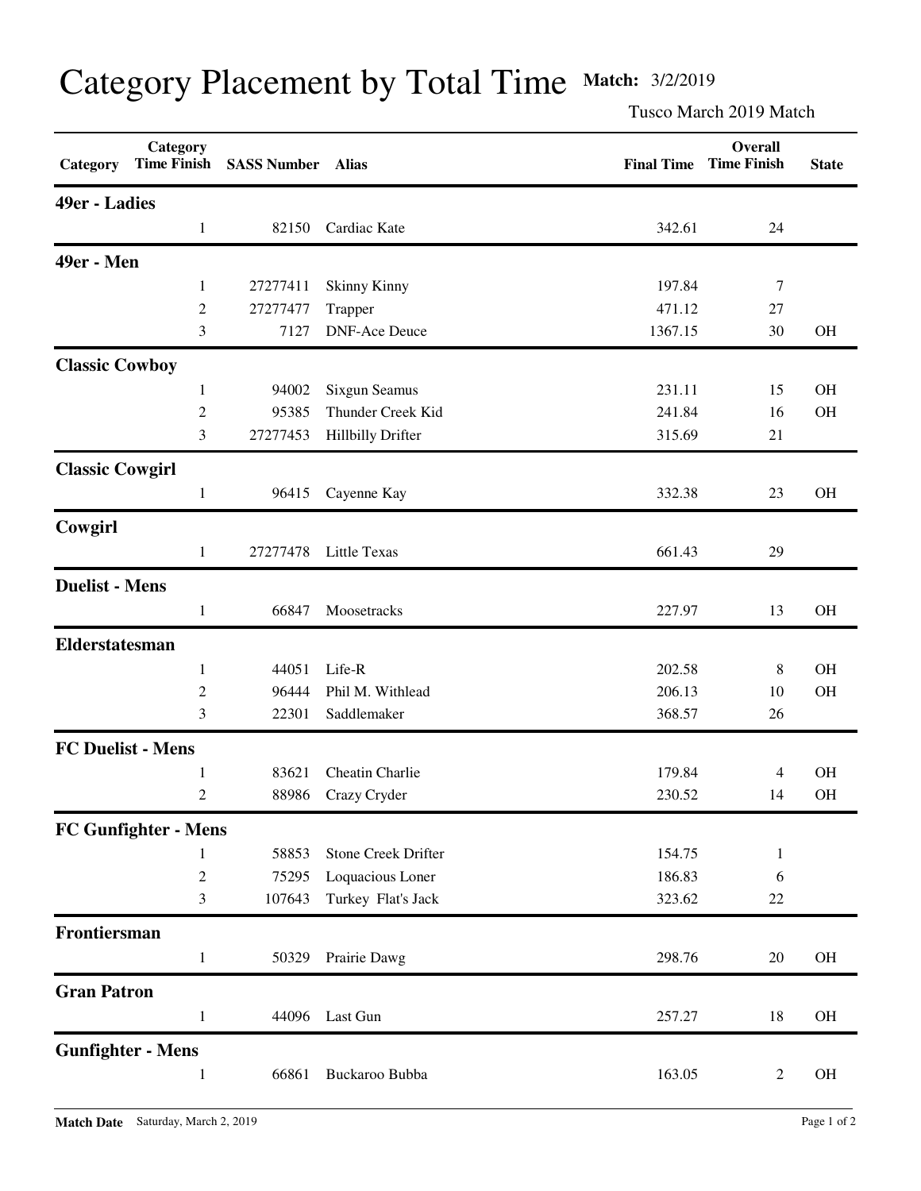# Category Placement by Total Time

**Match:** 3/2/2019

Tusco March 2019 Match

| Category | Category Time Finish | SASS Number | Alias | Final Time | Overall Time Finish | State |
|---|---|---|---|---|---|---|
| **49er - Ladies** | | | | | | |
| | 1 | 82150 | Cardiac Kate | 342.61 | 24 | |
| **49er - Men** | | | | | | |
| | 1 | 27277411 | Skinny Kinny | 197.84 | 7 | |
| | 2 | 27277477 | Trapper | 471.12 | 27 | |
| | 3 | 7127 | DNF-Ace Deuce | 1367.15 | 30 | OH |
| **Classic Cowboy** | | | | | | |
| | 1 | 94002 | Sixgun Seamus | 231.11 | 15 | OH |
| | 2 | 95385 | Thunder Creek Kid | 241.84 | 16 | OH |
| | 3 | 27277453 | Hillbilly Drifter | 315.69 | 21 | |
| **Classic Cowgirl** | | | | | | |
| | 1 | 96415 | Cayenne Kay | 332.38 | 23 | OH |
| **Cowgirl** | | | | | | |
| | 1 | 27277478 | Little Texas | 661.43 | 29 | |
| **Duelist - Mens** | | | | | | |
| | 1 | 66847 | Moosetracks | 227.97 | 13 | OH |
| **Elderstatesman** | | | | | | |
| | 1 | 44051 | Life-R | 202.58 | 8 | OH |
| | 2 | 96444 | Phil M. Withlead | 206.13 | 10 | OH |
| | 3 | 22301 | Saddlemaker | 368.57 | 26 | |
| **FC Duelist - Mens** | | | | | | |
| | 1 | 83621 | Cheatin Charlie | 179.84 | 4 | OH |
| | 2 | 88986 | Crazy Cryder | 230.52 | 14 | OH |
| **FC Gunfighter - Mens** | | | | | | |
| | 1 | 58853 | Stone Creek Drifter | 154.75 | 1 | |
| | 2 | 75295 | Loquacious Loner | 186.83 | 6 | |
| | 3 | 107643 | Turkey Flat's Jack | 323.62 | 22 | |
| **Frontiersman** | | | | | | |
| | 1 | 50329 | Prairie Dawg | 298.76 | 20 | OH |
| **Gran Patron** | | | | | | |
| | 1 | 44096 | Last Gun | 257.27 | 18 | OH |
| **Gunfighter - Mens** | | | | | | |
| | 1 | 66861 | Buckaroo Bubba | 163.05 | 2 | OH |

**Match Date** Saturday, March 2, 2019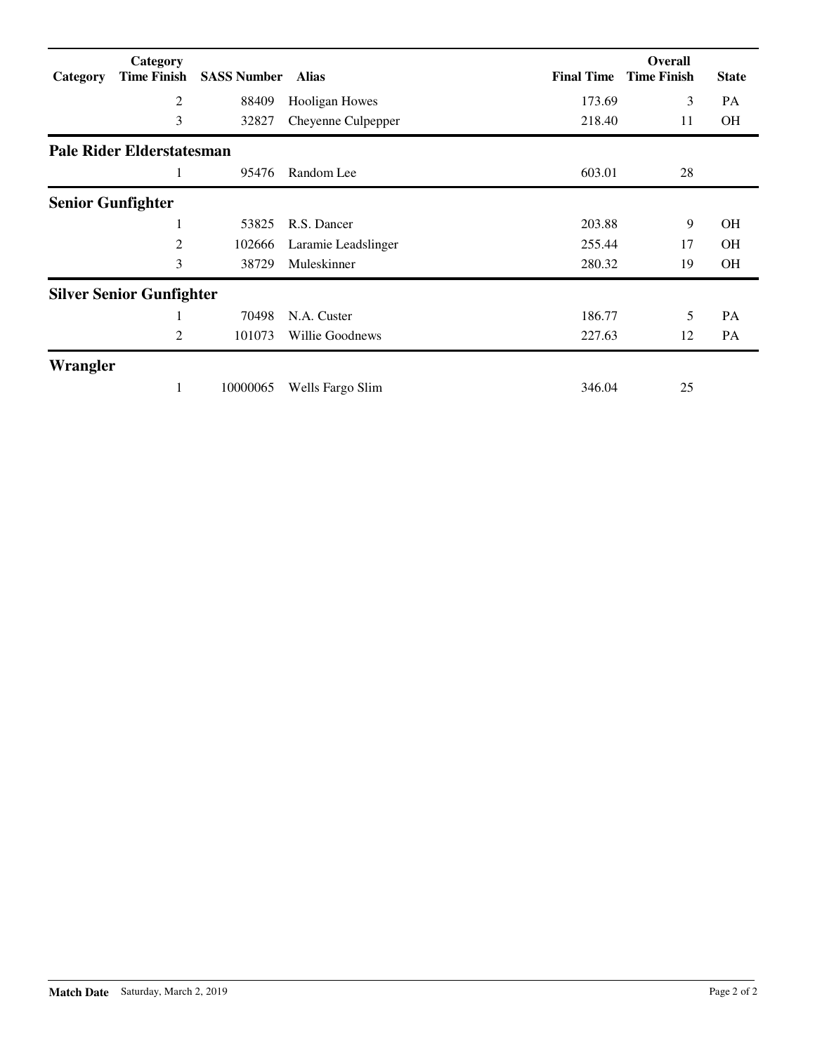| Category | Category Time Finish | SASS Number | Alias | Final Time | Overall Time Finish | State |
|---|---|---|---|---|---|---|
| | 2 | 88409 | Hooligan Howes | 173.69 | 3 | PA |
| | 3 | 32827 | Cheyenne Culpepper | 218.40 | 11 | OH |
| **Pale Rider Elderstatesman** | | | | | | |
| | 1 | 95476 | Random Lee | 603.01 | 28 | |
| **Senior Gunfighter** | | | | | | |
| | 1 | 53825 | R.S. Dancer | 203.88 | 9 | OH |
| | 2 | 102666 | Laramie Leadslinger | 255.44 | 17 | OH |
| | 3 | 38729 | Muleskinner | 280.32 | 19 | OH |
| **Silver Senior Gunfighter** | | | | | | |
| | 1 | 70498 | N.A. Custer | 186.77 | 5 | PA |
| | 2 | 101073 | Willie Goodnews | 227.63 | 12 | PA |
| **Wrangler** | | | | | | |
| | 1 | 10000065 | Wells Fargo Slim | 346.04 | 25 | |

**Match Date** Saturday, March 2, 2019